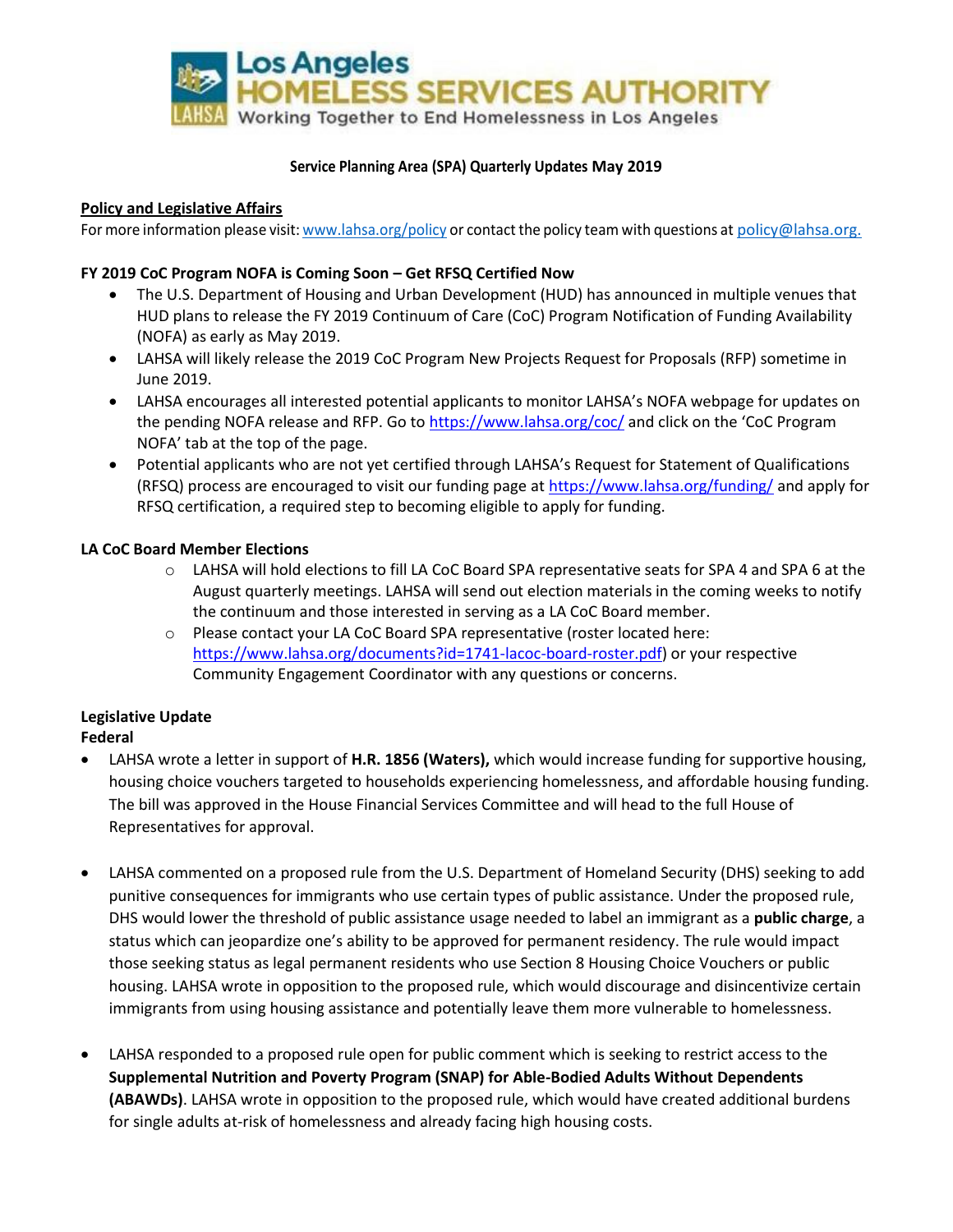Los Angeles HOMELESS SERVICES AUTHORITY
Working Together to End Homelessness in Los Angeles

**Service Planning Area (SPA) Quarterly Updates May 2019**

## Policy and Legislative Affairs

For more information please visit: www.lahsa.org/policy or contact the policy team with questions at policy@lahsa.org.

### FY 2019 CoC Program NOFA is Coming Soon – Get RFSQ Certified Now

- The U.S. Department of Housing and Urban Development (HUD) has announced in multiple venues that HUD plans to release the FY 2019 Continuum of Care (CoC) Program Notification of Funding Availability (NOFA) as early as May 2019.
- LAHSA will likely release the 2019 CoC Program New Projects Request for Proposals (RFP) sometime in June 2019.
- LAHSA encourages all interested potential applicants to monitor LAHSA's NOFA webpage for updates on the pending NOFA release and RFP. Go to https://www.lahsa.org/coc/ and click on the 'CoC Program NOFA' tab at the top of the page.
- Potential applicants who are not yet certified through LAHSA's Request for Statement of Qualifications (RFSQ) process are encouraged to visit our funding page at https://www.lahsa.org/funding/ and apply for RFSQ certification, a required step to becoming eligible to apply for funding.

### LA CoC Board Member Elections

- LAHSA will hold elections to fill LA CoC Board SPA representative seats for SPA 4 and SPA 6 at the August quarterly meetings. LAHSA will send out election materials in the coming weeks to notify the continuum and those interested in serving as a LA CoC Board member.
- Please contact your LA CoC Board SPA representative (roster located here: https://www.lahsa.org/documents?id=1741-lacoc-board-roster.pdf) or your respective Community Engagement Coordinator with any questions or concerns.

### Legislative Update

#### Federal

- LAHSA wrote a letter in support of **H.R. 1856 (Waters),** which would increase funding for supportive housing, housing choice vouchers targeted to households experiencing homelessness, and affordable housing funding. The bill was approved in the House Financial Services Committee and will head to the full House of Representatives for approval.

- LAHSA commented on a proposed rule from the U.S. Department of Homeland Security (DHS) seeking to add punitive consequences for immigrants who use certain types of public assistance. Under the proposed rule, DHS would lower the threshold of public assistance usage needed to label an immigrant as a **public charge**, a status which can jeopardize one's ability to be approved for permanent residency. The rule would impact those seeking status as legal permanent residents who use Section 8 Housing Choice Vouchers or public housing. LAHSA wrote in opposition to the proposed rule, which would discourage and disincentivize certain immigrants from using housing assistance and potentially leave them more vulnerable to homelessness.

- LAHSA responded to a proposed rule open for public comment which is seeking to restrict access to the **Supplemental Nutrition and Poverty Program (SNAP) for Able-Bodied Adults Without Dependents (ABAWDs)**. LAHSA wrote in opposition to the proposed rule, which would have created additional burdens for single adults at-risk of homelessness and already facing high housing costs.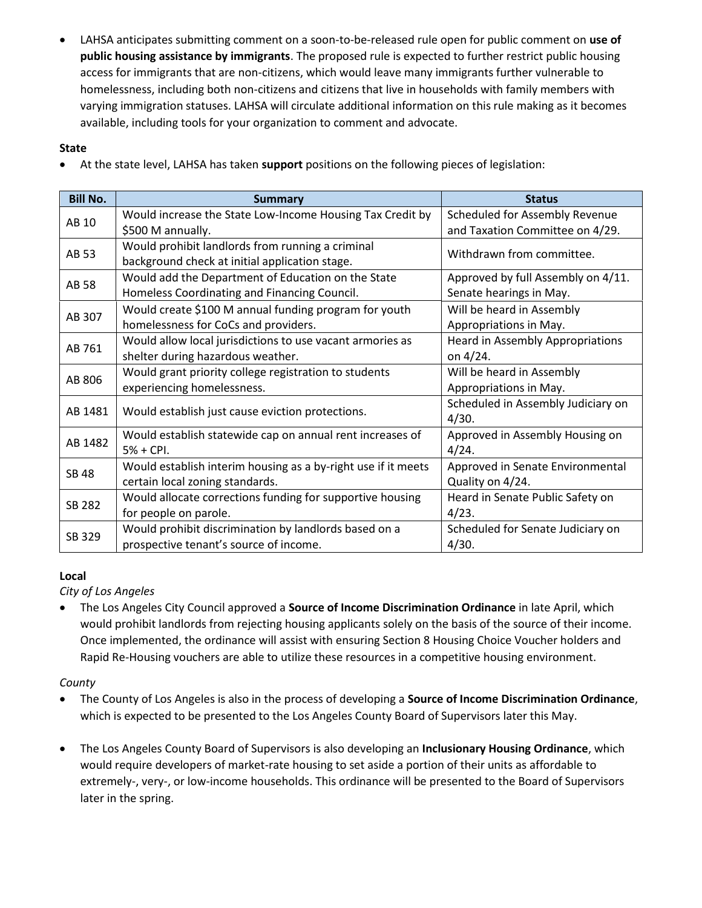- LAHSA anticipates submitting comment on a soon-to-be-released rule open for public comment on **use of public housing assistance by immigrants**. The proposed rule is expected to further restrict public housing access for immigrants that are non-citizens, which would leave many immigrants further vulnerable to homelessness, including both non-citizens and citizens that live in households with family members with varying immigration statuses. LAHSA will circulate additional information on this rule making as it becomes available, including tools for your organization to comment and advocate.

**State**

- At the state level, LAHSA has taken **support** positions on the following pieces of legislation:

| Bill No. | Summary | Status |
|---|---|---|
| AB 10 | Would increase the State Low-Income Housing Tax Credit by $500 M annually. | Scheduled for Assembly Revenue and Taxation Committee on 4/29. |
| AB 53 | Would prohibit landlords from running a criminal background check at initial application stage. | Withdrawn from committee. |
| AB 58 | Would add the Department of Education on the State Homeless Coordinating and Financing Council. | Approved by full Assembly on 4/11. Senate hearings in May. |
| AB 307 | Would create $100 M annual funding program for youth homelessness for CoCs and providers. | Will be heard in Assembly Appropriations in May. |
| AB 761 | Would allow local jurisdictions to use vacant armories as shelter during hazardous weather. | Heard in Assembly Appropriations on 4/24. |
| AB 806 | Would grant priority college registration to students experiencing homelessness. | Will be heard in Assembly Appropriations in May. |
| AB 1481 | Would establish just cause eviction protections. | Scheduled in Assembly Judiciary on 4/30. |
| AB 1482 | Would establish statewide cap on annual rent increases of 5% + CPI. | Approved in Assembly Housing on 4/24. |
| SB 48 | Would establish interim housing as a by-right use if it meets certain local zoning standards. | Approved in Senate Environmental Quality on 4/24. |
| SB 282 | Would allocate corrections funding for supportive housing for people on parole. | Heard in Senate Public Safety on 4/23. |
| SB 329 | Would prohibit discrimination by landlords based on a prospective tenant's source of income. | Scheduled for Senate Judiciary on 4/30. |

**Local**

*City of Los Angeles*

- The Los Angeles City Council approved a **Source of Income Discrimination Ordinance** in late April, which would prohibit landlords from rejecting housing applicants solely on the basis of the source of their income. Once implemented, the ordinance will assist with ensuring Section 8 Housing Choice Voucher holders and Rapid Re-Housing vouchers are able to utilize these resources in a competitive housing environment.

*County*

- The County of Los Angeles is also in the process of developing a **Source of Income Discrimination Ordinance**, which is expected to be presented to the Los Angeles County Board of Supervisors later this May.

- The Los Angeles County Board of Supervisors is also developing an **Inclusionary Housing Ordinance**, which would require developers of market-rate housing to set aside a portion of their units as affordable to extremely-, very-, or low-income households. This ordinance will be presented to the Board of Supervisors later in the spring.